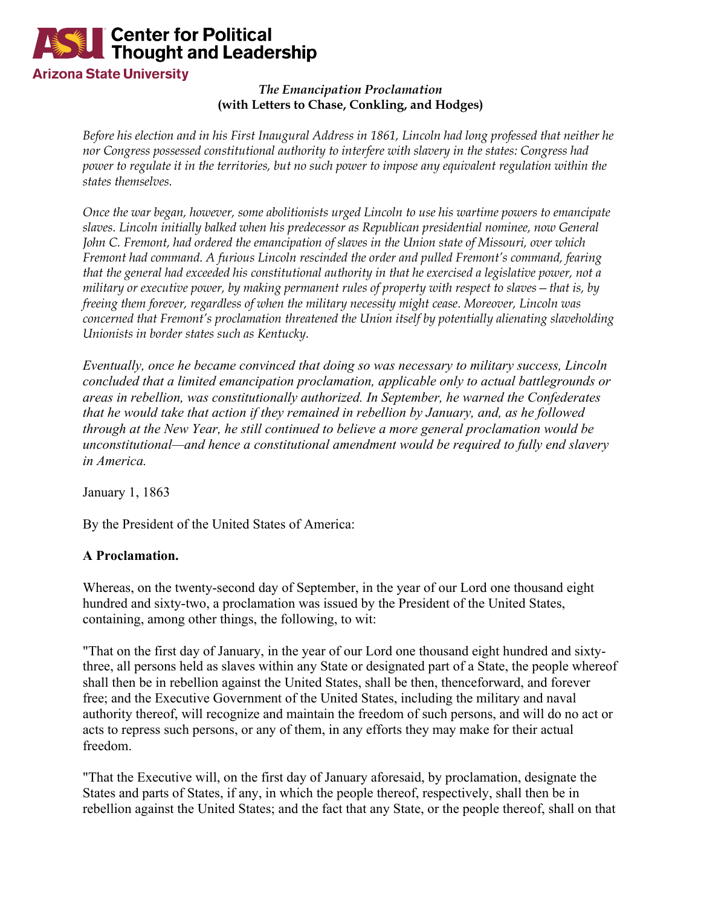# The Emancipation Proclamation
## (with Letters to Chase, Conkling, and Hodges)

*Before his election and in his First Inaugural Address in 1861, Lincoln had long professed that neither he nor Congress possessed constitutional authority to interfere with slavery in the states: Congress had power to regulate it in the territories, but no such power to impose any equivalent regulation within the states themselves.*

*Once the war began, however, some abolitionists urged Lincoln to use his wartime powers to emancipate slaves. Lincoln initially balked when his predecessor as Republican presidential nominee, now General John C. Fremont, had ordered the emancipation of slaves in the Union state of Missouri, over which Fremont had command. A furious Lincoln rescinded the order and pulled Fremont's command, fearing that the general had exceeded his constitutional authority in that he exercised a legislative power, not a military or executive power, by making permanent rules of property with respect to slaves—that is, by freeing them forever, regardless of when the military necessity might cease. Moreover, Lincoln was concerned that Fremont's proclamation threatened the Union itself by potentially alienating slaveholding Unionists in border states such as Kentucky.*

*Eventually, once he became convinced that doing so was necessary to military success, Lincoln concluded that a limited emancipation proclamation, applicable only to actual battlegrounds or areas in rebellion, was constitutionally authorized. In September, he warned the Confederates that he would take that action if they remained in rebellion by January, and, as he followed through at the New Year, he still continued to believe a more general proclamation would be unconstitutional—and hence a constitutional amendment would be required to fully end slavery in America.*

January 1, 1863

By the President of the United States of America:

**A Proclamation.**

Whereas, on the twenty-second day of September, in the year of our Lord one thousand eight hundred and sixty-two, a proclamation was issued by the President of the United States, containing, among other things, the following, to wit:

"That on the first day of January, in the year of our Lord one thousand eight hundred and sixty-three, all persons held as slaves within any State or designated part of a State, the people whereof shall then be in rebellion against the United States, shall be then, thenceforward, and forever free; and the Executive Government of the United States, including the military and naval authority thereof, will recognize and maintain the freedom of such persons, and will do no act or acts to repress such persons, or any of them, in any efforts they may make for their actual freedom.

"That the Executive will, on the first day of January aforesaid, by proclamation, designate the States and parts of States, if any, in which the people thereof, respectively, shall then be in rebellion against the United States; and the fact that any State, or the people thereof, shall on that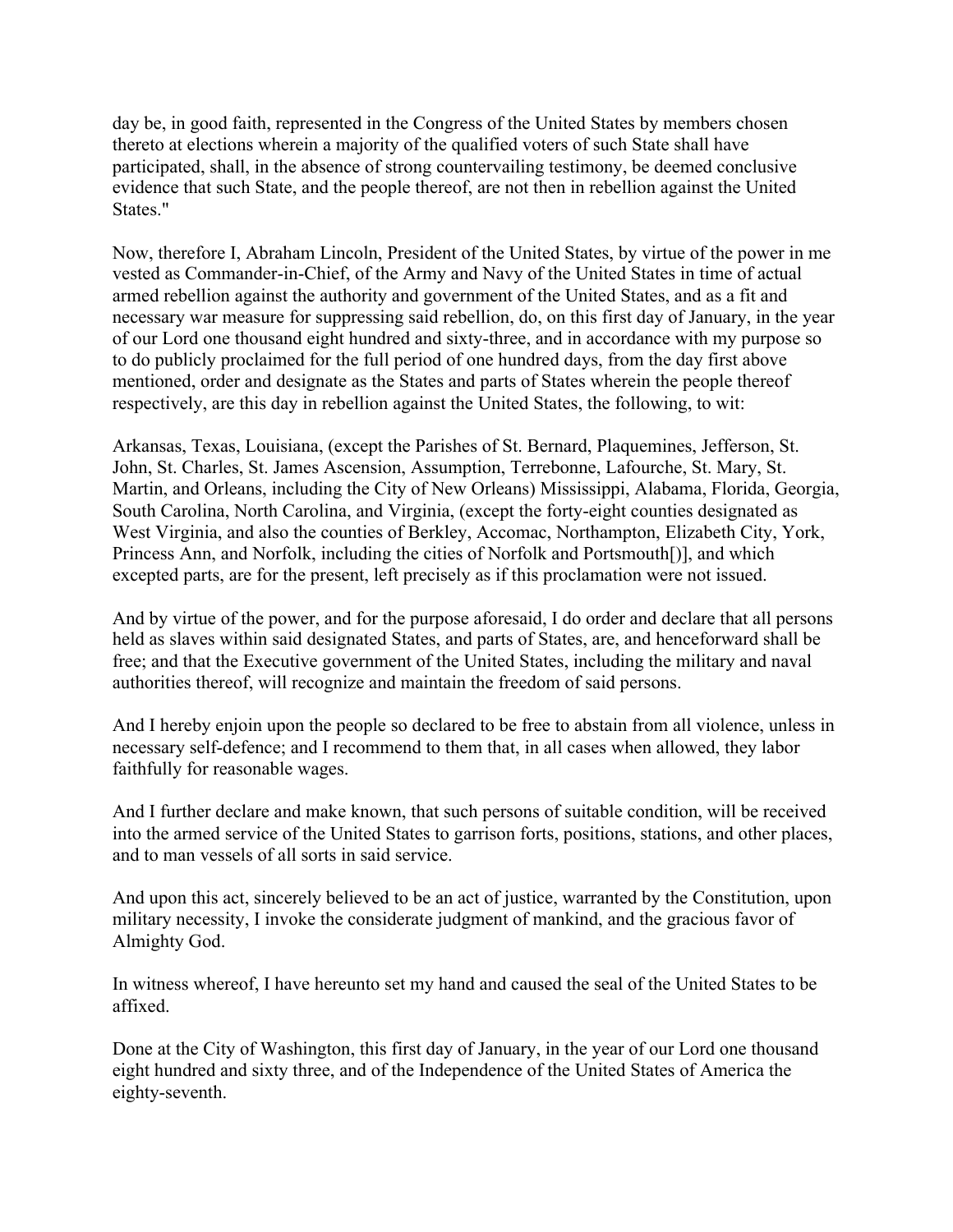day be, in good faith, represented in the Congress of the United States by members chosen thereto at elections wherein a majority of the qualified voters of such State shall have participated, shall, in the absence of strong countervailing testimony, be deemed conclusive evidence that such State, and the people thereof, are not then in rebellion against the United States."

Now, therefore I, Abraham Lincoln, President of the United States, by virtue of the power in me vested as Commander-in-Chief, of the Army and Navy of the United States in time of actual armed rebellion against the authority and government of the United States, and as a fit and necessary war measure for suppressing said rebellion, do, on this first day of January, in the year of our Lord one thousand eight hundred and sixty-three, and in accordance with my purpose so to do publicly proclaimed for the full period of one hundred days, from the day first above mentioned, order and designate as the States and parts of States wherein the people thereof respectively, are this day in rebellion against the United States, the following, to wit:

Arkansas, Texas, Louisiana, (except the Parishes of St. Bernard, Plaquemines, Jefferson, St. John, St. Charles, St. James Ascension, Assumption, Terrebonne, Lafourche, St. Mary, St. Martin, and Orleans, including the City of New Orleans) Mississippi, Alabama, Florida, Georgia, South Carolina, North Carolina, and Virginia, (except the forty-eight counties designated as West Virginia, and also the counties of Berkley, Accomac, Northampton, Elizabeth City, York, Princess Ann, and Norfolk, including the cities of Norfolk and Portsmouth[)], and which excepted parts, are for the present, left precisely as if this proclamation were not issued.

And by virtue of the power, and for the purpose aforesaid, I do order and declare that all persons held as slaves within said designated States, and parts of States, are, and henceforward shall be free; and that the Executive government of the United States, including the military and naval authorities thereof, will recognize and maintain the freedom of said persons.

And I hereby enjoin upon the people so declared to be free to abstain from all violence, unless in necessary self-defence; and I recommend to them that, in all cases when allowed, they labor faithfully for reasonable wages.

And I further declare and make known, that such persons of suitable condition, will be received into the armed service of the United States to garrison forts, positions, stations, and other places, and to man vessels of all sorts in said service.

And upon this act, sincerely believed to be an act of justice, warranted by the Constitution, upon military necessity, I invoke the considerate judgment of mankind, and the gracious favor of Almighty God.

In witness whereof, I have hereunto set my hand and caused the seal of the United States to be affixed.

Done at the City of Washington, this first day of January, in the year of our Lord one thousand eight hundred and sixty three, and of the Independence of the United States of America the eighty-seventh.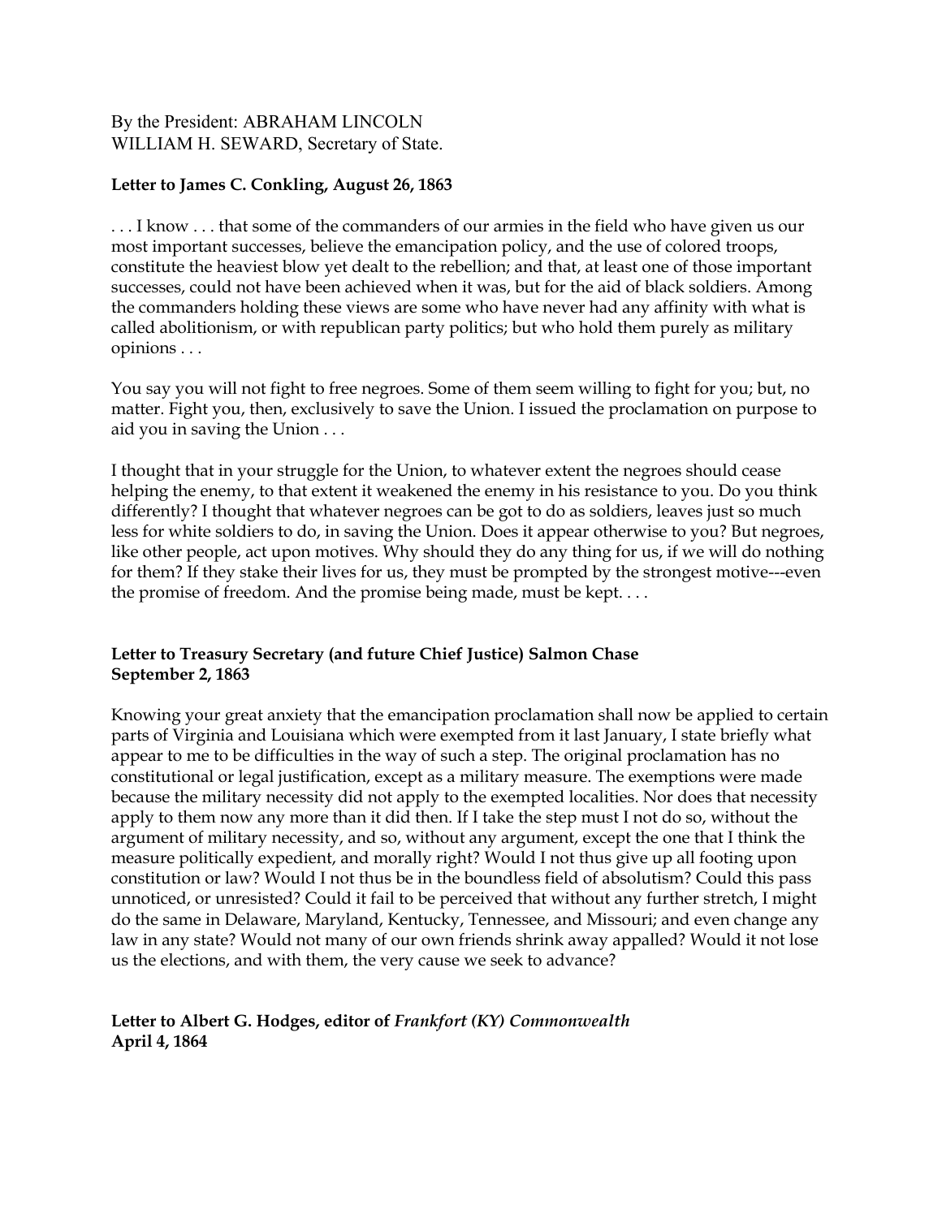By the President: ABRAHAM LINCOLN
WILLIAM H. SEWARD, Secretary of State.

**Letter to James C. Conkling, August 26, 1863**

. . . I know . . . that some of the commanders of our armies in the field who have given us our most important successes, believe the emancipation policy, and the use of colored troops, constitute the heaviest blow yet dealt to the rebellion; and that, at least one of those important successes, could not have been achieved when it was, but for the aid of black soldiers. Among the commanders holding these views are some who have never had any affinity with what is called abolitionism, or with republican party politics; but who hold them purely as military opinions . . .

You say you will not fight to free negroes. Some of them seem willing to fight for you; but, no matter. Fight you, then, exclusively to save the Union. I issued the proclamation on purpose to aid you in saving the Union . . .

I thought that in your struggle for the Union, to whatever extent the negroes should cease helping the enemy, to that extent it weakened the enemy in his resistance to you. Do you think differently? I thought that whatever negroes can be got to do as soldiers, leaves just so much less for white soldiers to do, in saving the Union. Does it appear otherwise to you? But negroes, like other people, act upon motives. Why should they do any thing for us, if we will do nothing for them? If they stake their lives for us, they must be prompted by the strongest motive---even the promise of freedom. And the promise being made, must be kept. . . .

**Letter to Treasury Secretary (and future Chief Justice) Salmon Chase**
**September 2, 1863**

Knowing your great anxiety that the emancipation proclamation shall now be applied to certain parts of Virginia and Louisiana which were exempted from it last January, I state briefly what appear to me to be difficulties in the way of such a step. The original proclamation has no constitutional or legal justification, except as a military measure. The exemptions were made because the military necessity did not apply to the exempted localities. Nor does that necessity apply to them now any more than it did then. If I take the step must I not do so, without the argument of military necessity, and so, without any argument, except the one that I think the measure politically expedient, and morally right? Would I not thus give up all footing upon constitution or law? Would I not thus be in the boundless field of absolutism? Could this pass unnoticed, or unresisted? Could it fail to be perceived that without any further stretch, I might do the same in Delaware, Maryland, Kentucky, Tennessee, and Missouri; and even change any law in any state? Would not many of our own friends shrink away appalled? Would it not lose us the elections, and with them, the very cause we seek to advance?

**Letter to Albert G. Hodges, editor of *Frankfort (KY) Commonwealth***
**April 4, 1864**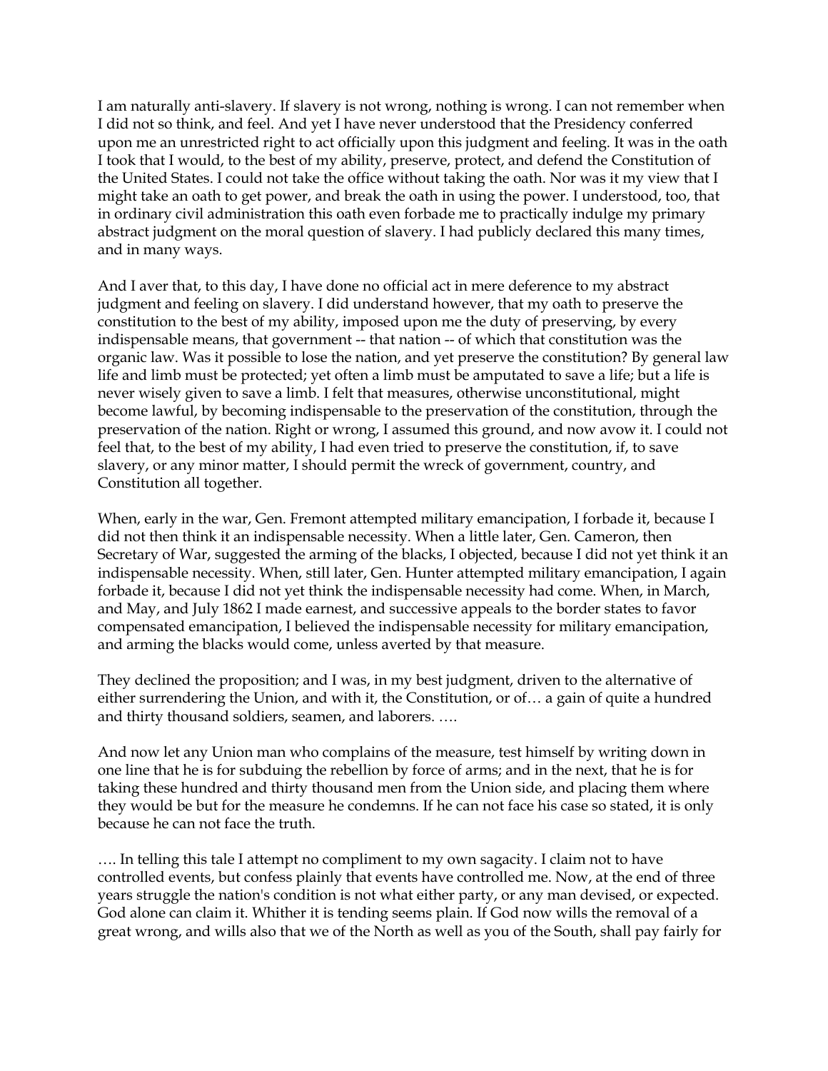I am naturally anti-slavery. If slavery is not wrong, nothing is wrong. I can not remember when I did not so think, and feel. And yet I have never understood that the Presidency conferred upon me an unrestricted right to act officially upon this judgment and feeling. It was in the oath I took that I would, to the best of my ability, preserve, protect, and defend the Constitution of the United States. I could not take the office without taking the oath. Nor was it my view that I might take an oath to get power, and break the oath in using the power. I understood, too, that in ordinary civil administration this oath even forbade me to practically indulge my primary abstract judgment on the moral question of slavery. I had publicly declared this many times, and in many ways.

And I aver that, to this day, I have done no official act in mere deference to my abstract judgment and feeling on slavery. I did understand however, that my oath to preserve the constitution to the best of my ability, imposed upon me the duty of preserving, by every indispensable means, that government -- that nation -- of which that constitution was the organic law. Was it possible to lose the nation, and yet preserve the constitution? By general law life and limb must be protected; yet often a limb must be amputated to save a life; but a life is never wisely given to save a limb. I felt that measures, otherwise unconstitutional, might become lawful, by becoming indispensable to the preservation of the constitution, through the preservation of the nation. Right or wrong, I assumed this ground, and now avow it. I could not feel that, to the best of my ability, I had even tried to preserve the constitution, if, to save slavery, or any minor matter, I should permit the wreck of government, country, and Constitution all together.

When, early in the war, Gen. Fremont attempted military emancipation, I forbade it, because I did not then think it an indispensable necessity. When a little later, Gen. Cameron, then Secretary of War, suggested the arming of the blacks, I objected, because I did not yet think it an indispensable necessity. When, still later, Gen. Hunter attempted military emancipation, I again forbade it, because I did not yet think the indispensable necessity had come. When, in March, and May, and July 1862 I made earnest, and successive appeals to the border states to favor compensated emancipation, I believed the indispensable necessity for military emancipation, and arming the blacks would come, unless averted by that measure.

They declined the proposition; and I was, in my best judgment, driven to the alternative of either surrendering the Union, and with it, the Constitution, or of… a gain of quite a hundred and thirty thousand soldiers, seamen, and laborers. ….

And now let any Union man who complains of the measure, test himself by writing down in one line that he is for subduing the rebellion by force of arms; and in the next, that he is for taking these hundred and thirty thousand men from the Union side, and placing them where they would be but for the measure he condemns. If he can not face his case so stated, it is only because he can not face the truth.

…. In telling this tale I attempt no compliment to my own sagacity. I claim not to have controlled events, but confess plainly that events have controlled me. Now, at the end of three years struggle the nation's condition is not what either party, or any man devised, or expected. God alone can claim it. Whither it is tending seems plain. If God now wills the removal of a great wrong, and wills also that we of the North as well as you of the South, shall pay fairly for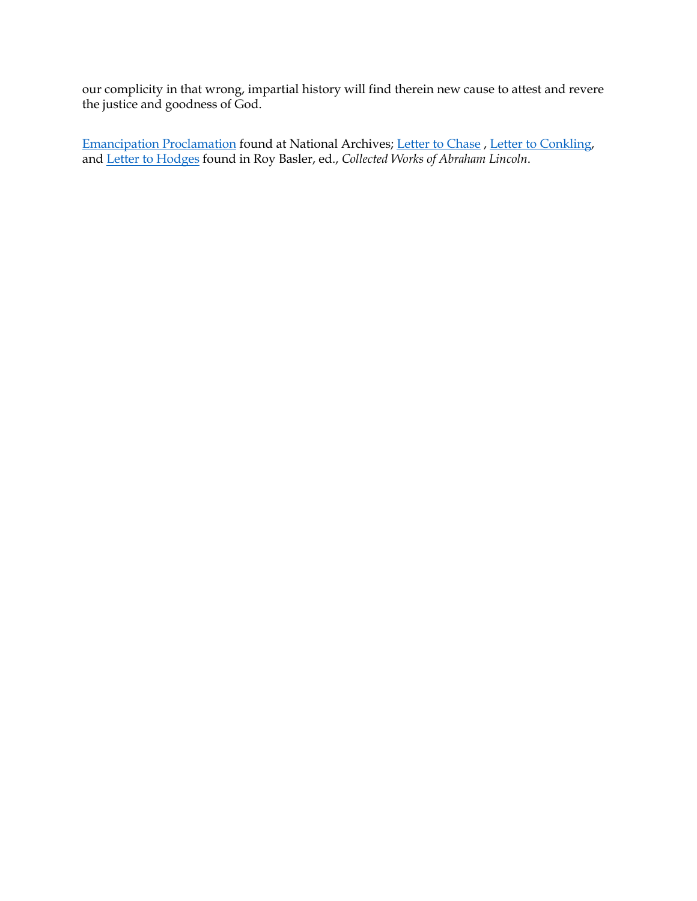our complicity in that wrong, impartial history will find therein new cause to attest and revere the justice and goodness of God.

Emancipation Proclamation found at National Archives; Letter to Chase , Letter to Conkling, and Letter to Hodges found in Roy Basler, ed., *Collected Works of Abraham Lincoln*.